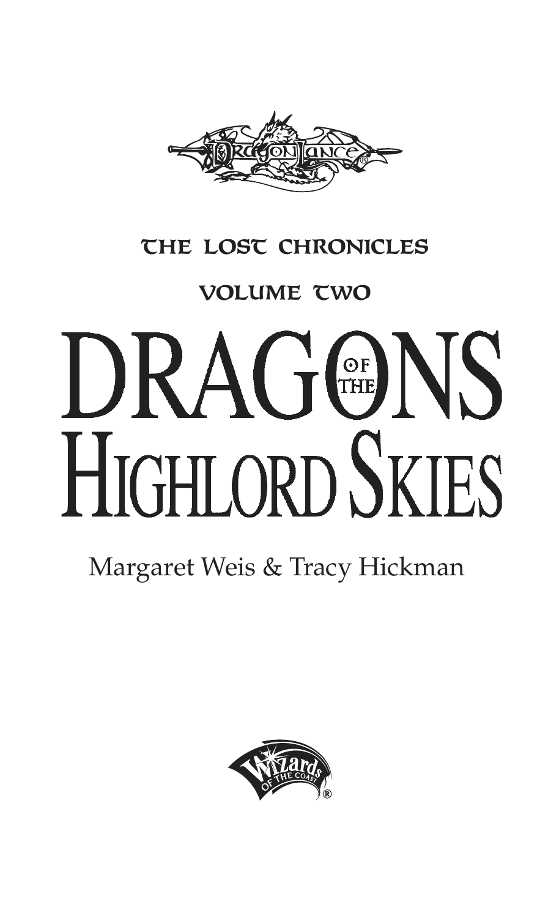THE LOST CHRONICLES

VOLUME TWO

# DRAGONS OF THE HIGHLORD SKIES

Margaret Weis & Tracy Hickman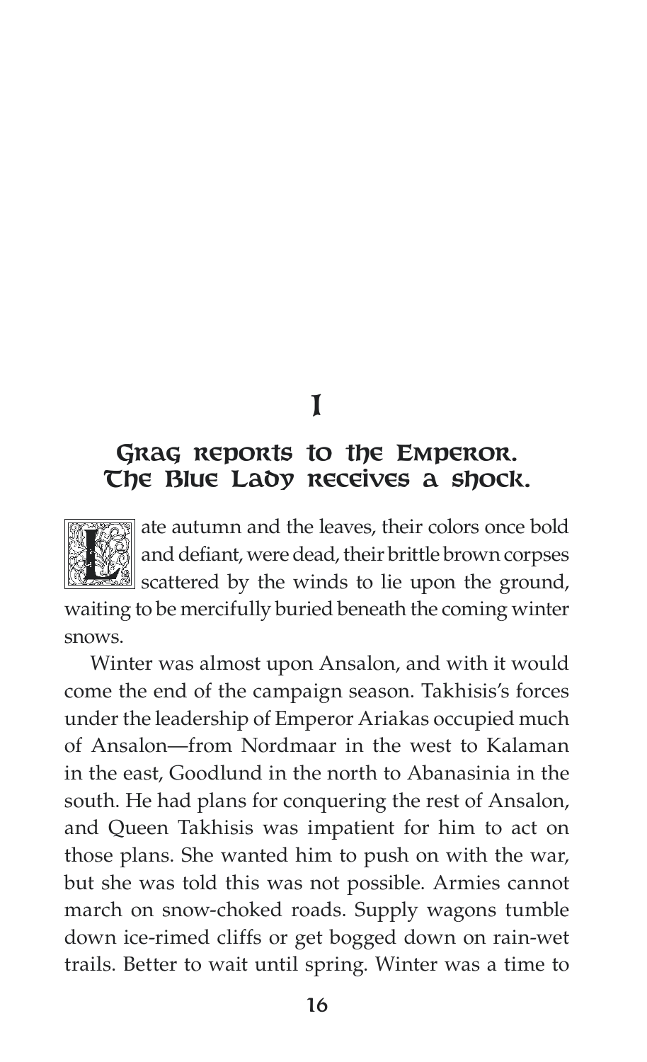# I

## Grag reports to the Emperor. The Blue Lady receives a shock.

Late autumn and the leaves, their colors once bold and defiant, were dead, their brittle brown corpses scattered by the winds to lie upon the ground, waiting to be mercifully buried beneath the coming winter snows.

Winter was almost upon Ansalon, and with it would come the end of the campaign season. Takhisis's forces under the leadership of Emperor Ariakas occupied much of Ansalon—from Nordmaar in the west to Kalaman in the east, Goodlund in the north to Abanasinia in the south. He had plans for conquering the rest of Ansalon, and Queen Takhisis was impatient for him to act on those plans. She wanted him to push on with the war, but she was told this was not possible. Armies cannot march on snow-choked roads. Supply wagons tumble down ice-rimed cliffs or get bogged down on rain-wet trails. Better to wait until spring. Winter was a time to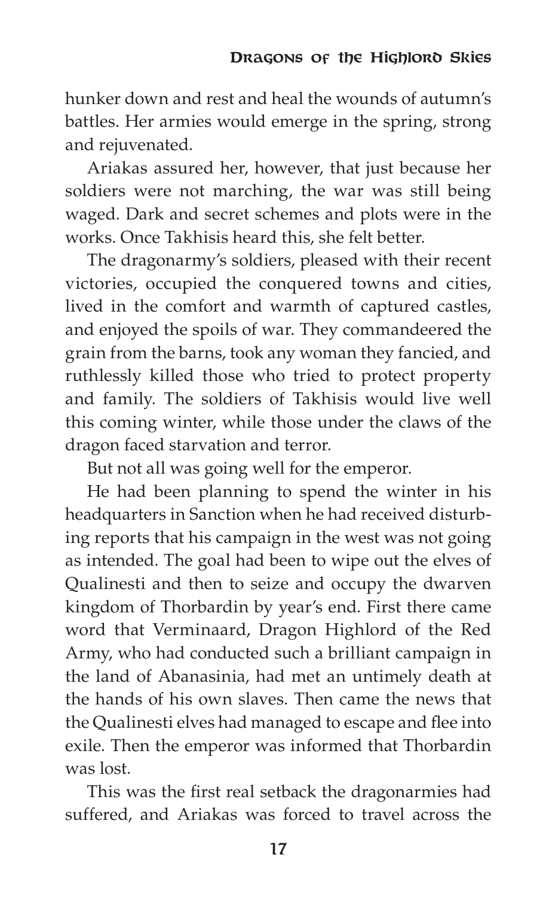hunker down and rest and heal the wounds of autumn's battles. Her armies would emerge in the spring, strong and rejuvenated.

Ariakas assured her, however, that just because her soldiers were not marching, the war was still being waged. Dark and secret schemes and plots were in the works. Once Takhisis heard this, she felt better.

The dragonarmy's soldiers, pleased with their recent victories, occupied the conquered towns and cities, lived in the comfort and warmth of captured castles, and enjoyed the spoils of war. They commandeered the grain from the barns, took any woman they fancied, and ruthlessly killed those who tried to protect property and family. The soldiers of Takhisis would live well this coming winter, while those under the claws of the dragon faced starvation and terror.

But not all was going well for the emperor.

He had been planning to spend the winter in his headquarters in Sanction when he had received disturbing reports that his campaign in the west was not going as intended. The goal had been to wipe out the elves of Qualinesti and then to seize and occupy the dwarven kingdom of Thorbardin by year's end. First there came word that Verminaard, Dragon Highlord of the Red Army, who had conducted such a brilliant campaign in the land of Abanasinia, had met an untimely death at the hands of his own slaves. Then came the news that the Qualinesti elves had managed to escape and flee into exile. Then the emperor was informed that Thorbardin was lost.

This was the first real setback the dragonarmies had suffered, and Ariakas was forced to travel across the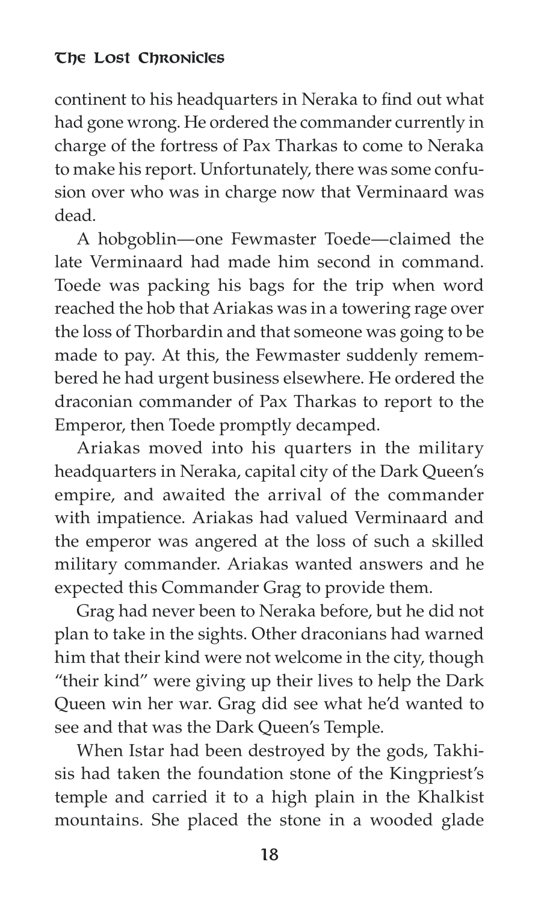continent to his headquarters in Neraka to find out what had gone wrong. He ordered the commander currently in charge of the fortress of Pax Tharkas to come to Neraka to make his report. Unfortunately, there was some confusion over who was in charge now that Verminaard was dead.

A hobgoblin—one Fewmaster Toede—claimed the late Verminaard had made him second in command. Toede was packing his bags for the trip when word reached the hob that Ariakas was in a towering rage over the loss of Thorbardin and that someone was going to be made to pay. At this, the Fewmaster suddenly remembered he had urgent business elsewhere. He ordered the draconian commander of Pax Tharkas to report to the Emperor, then Toede promptly decamped.

Ariakas moved into his quarters in the military headquarters in Neraka, capital city of the Dark Queen's empire, and awaited the arrival of the commander with impatience. Ariakas had valued Verminaard and the emperor was angered at the loss of such a skilled military commander. Ariakas wanted answers and he expected this Commander Grag to provide them.

Grag had never been to Neraka before, but he did not plan to take in the sights. Other draconians had warned him that their kind were not welcome in the city, though "their kind" were giving up their lives to help the Dark Queen win her war. Grag did see what he'd wanted to see and that was the Dark Queen's Temple.

When Istar had been destroyed by the gods, Takhisis had taken the foundation stone of the Kingpriest's temple and carried it to a high plain in the Khalkist mountains. She placed the stone in a wooded glade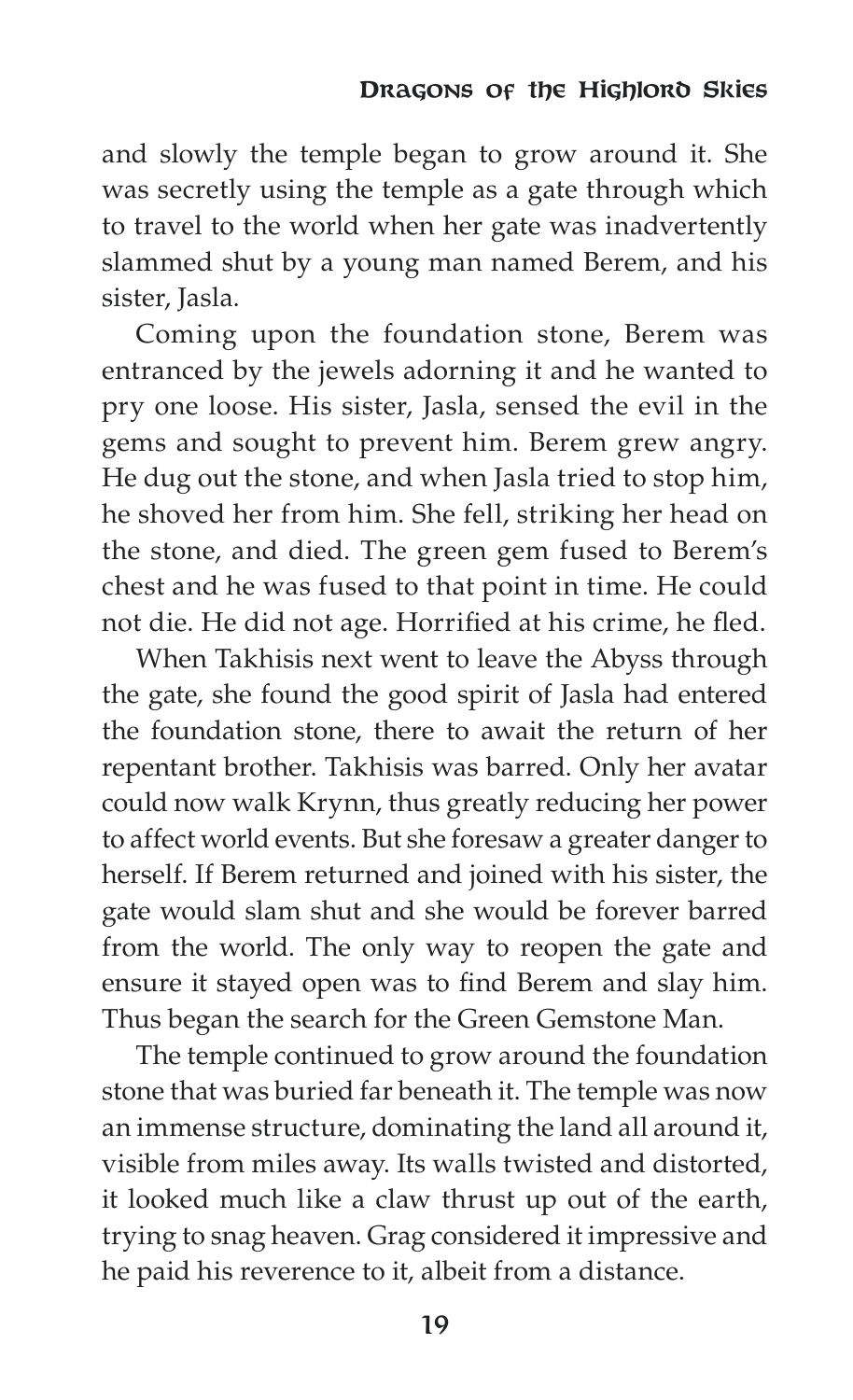and slowly the temple began to grow around it. She was secretly using the temple as a gate through which to travel to the world when her gate was inadvertently slammed shut by a young man named Berem, and his sister, Jasla.

Coming upon the foundation stone, Berem was entranced by the jewels adorning it and he wanted to pry one loose. His sister, Jasla, sensed the evil in the gems and sought to prevent him. Berem grew angry. He dug out the stone, and when Jasla tried to stop him, he shoved her from him. She fell, striking her head on the stone, and died. The green gem fused to Berem's chest and he was fused to that point in time. He could not die. He did not age. Horrified at his crime, he fled.

When Takhisis next went to leave the Abyss through the gate, she found the good spirit of Jasla had entered the foundation stone, there to await the return of her repentant brother. Takhisis was barred. Only her avatar could now walk Krynn, thus greatly reducing her power to affect world events. But she foresaw a greater danger to herself. If Berem returned and joined with his sister, the gate would slam shut and she would be forever barred from the world. The only way to reopen the gate and ensure it stayed open was to find Berem and slay him. Thus began the search for the Green Gemstone Man.

The temple continued to grow around the foundation stone that was buried far beneath it. The temple was now an immense structure, dominating the land all around it, visible from miles away. Its walls twisted and distorted, it looked much like a claw thrust up out of the earth, trying to snag heaven. Grag considered it impressive and he paid his reverence to it, albeit from a distance.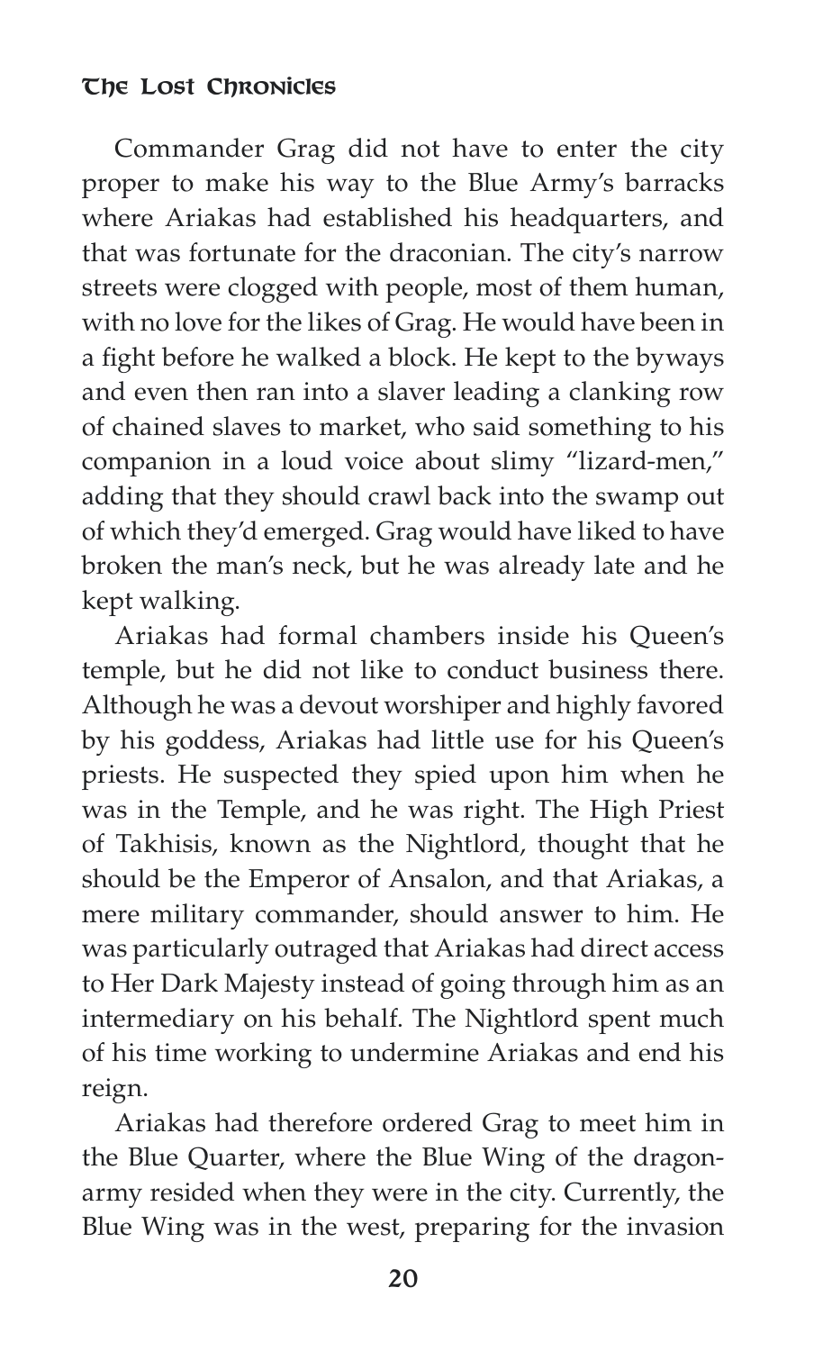Commander Grag did not have to enter the city proper to make his way to the Blue Army's barracks where Ariakas had established his headquarters, and that was fortunate for the draconian. The city's narrow streets were clogged with people, most of them human, with no love for the likes of Grag. He would have been in a fight before he walked a block. He kept to the byways and even then ran into a slaver leading a clanking row of chained slaves to market, who said something to his companion in a loud voice about slimy "lizard-men," adding that they should crawl back into the swamp out of which they'd emerged. Grag would have liked to have broken the man's neck, but he was already late and he kept walking.

Ariakas had formal chambers inside his Queen's temple, but he did not like to conduct business there. Although he was a devout worshiper and highly favored by his goddess, Ariakas had little use for his Queen's priests. He suspected they spied upon him when he was in the Temple, and he was right. The High Priest of Takhisis, known as the Nightlord, thought that he should be the Emperor of Ansalon, and that Ariakas, a mere military commander, should answer to him. He was particularly outraged that Ariakas had direct access to Her Dark Majesty instead of going through him as an intermediary on his behalf. The Nightlord spent much of his time working to undermine Ariakas and end his reign.

Ariakas had therefore ordered Grag to meet him in the Blue Quarter, where the Blue Wing of the dragonarmy resided when they were in the city. Currently, the Blue Wing was in the west, preparing for the invasion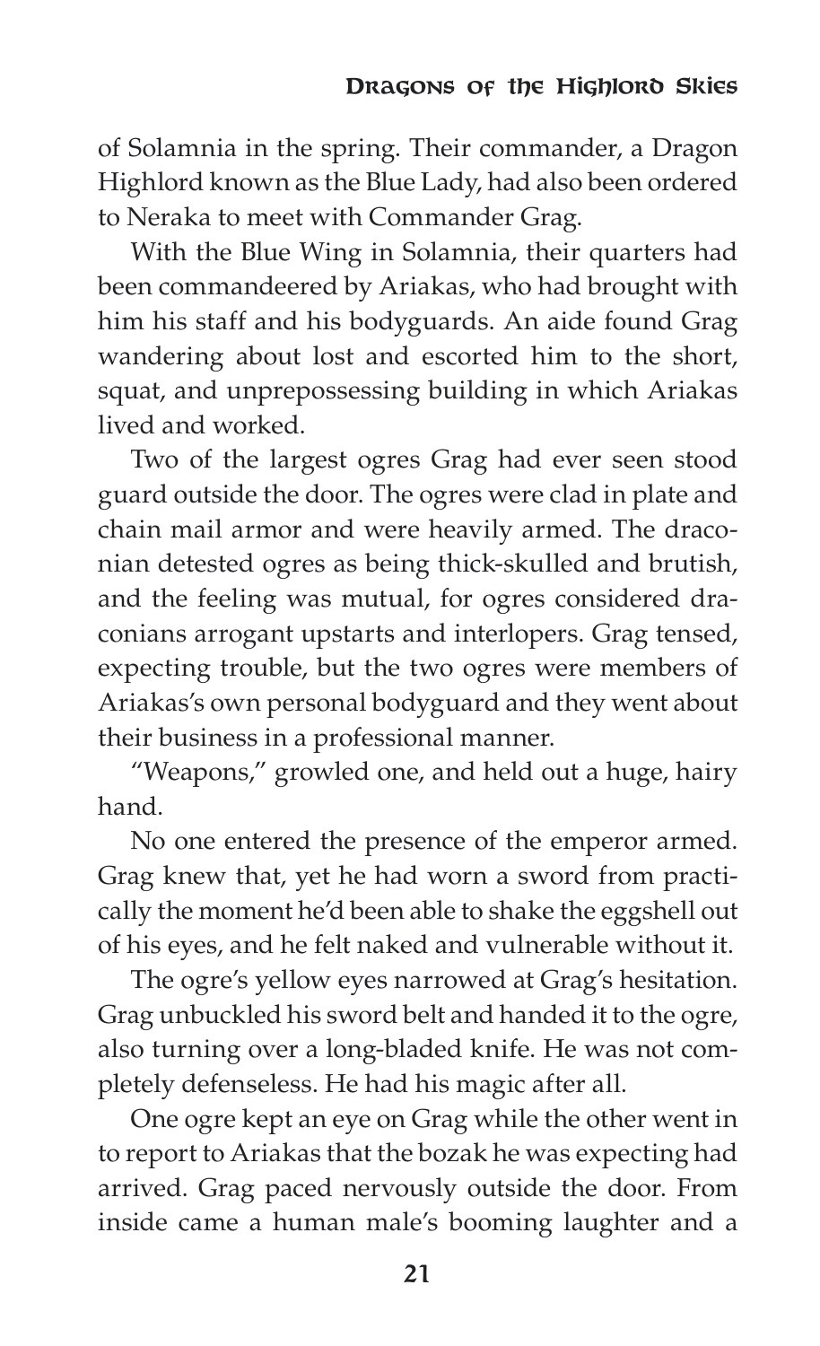of Solamnia in the spring. Their commander, a Dragon Highlord known as the Blue Lady, had also been ordered to Neraka to meet with Commander Grag.

With the Blue Wing in Solamnia, their quarters had been commandeered by Ariakas, who had brought with him his staff and his bodyguards. An aide found Grag wandering about lost and escorted him to the short, squat, and unprepossessing building in which Ariakas lived and worked.

Two of the largest ogres Grag had ever seen stood guard outside the door. The ogres were clad in plate and chain mail armor and were heavily armed. The draconian detested ogres as being thick-skulled and brutish, and the feeling was mutual, for ogres considered draconians arrogant upstarts and interlopers. Grag tensed, expecting trouble, but the two ogres were members of Ariakas's own personal bodyguard and they went about their business in a professional manner.

"Weapons," growled one, and held out a huge, hairy hand.

No one entered the presence of the emperor armed. Grag knew that, yet he had worn a sword from practically the moment he'd been able to shake the eggshell out of his eyes, and he felt naked and vulnerable without it.

The ogre's yellow eyes narrowed at Grag's hesitation. Grag unbuckled his sword belt and handed it to the ogre, also turning over a long-bladed knife. He was not completely defenseless. He had his magic after all.

One ogre kept an eye on Grag while the other went in to report to Ariakas that the bozak he was expecting had arrived. Grag paced nervously outside the door. From inside came a human male's booming laughter and a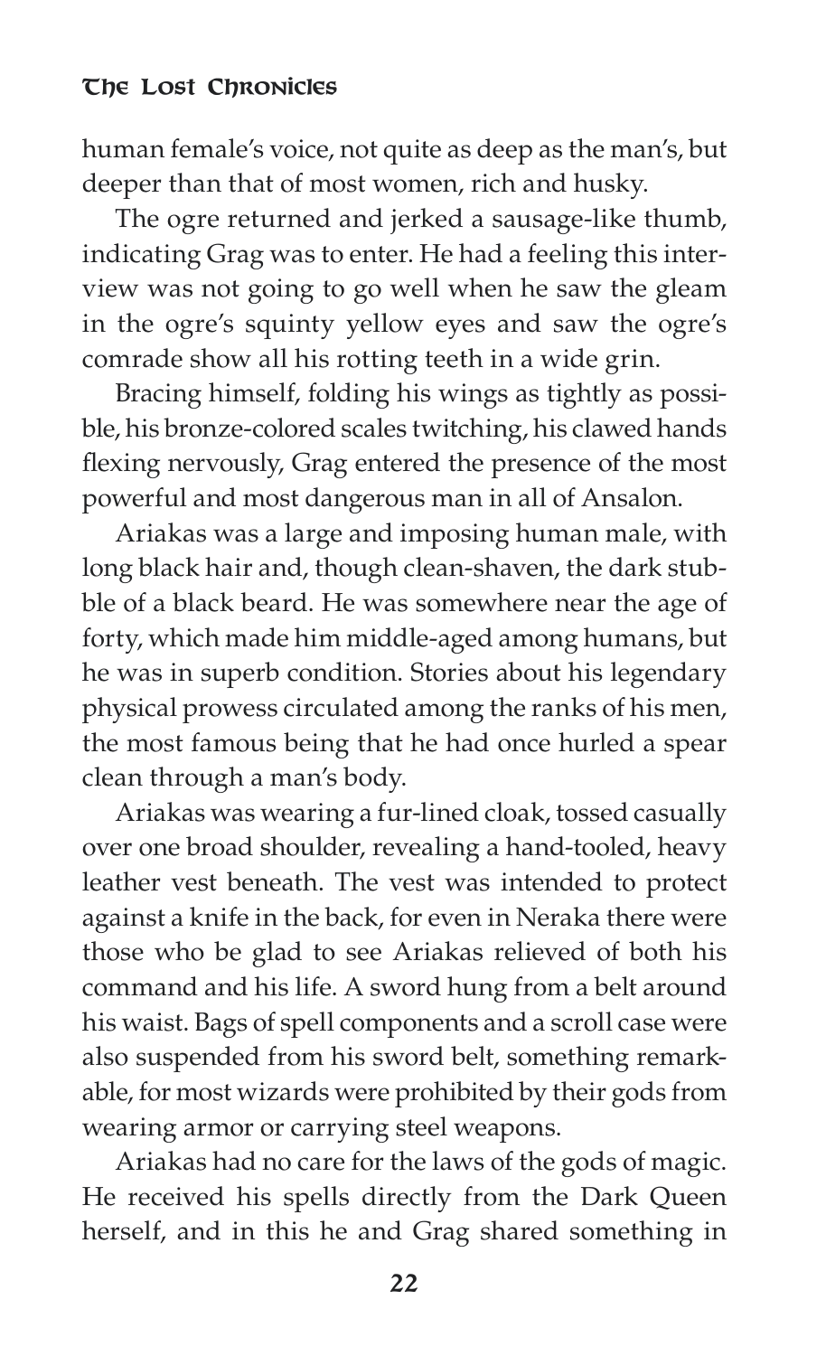human female's voice, not quite as deep as the man's, but deeper than that of most women, rich and husky.

The ogre returned and jerked a sausage-like thumb, indicating Grag was to enter. He had a feeling this interview was not going to go well when he saw the gleam in the ogre's squinty yellow eyes and saw the ogre's comrade show all his rotting teeth in a wide grin.

Bracing himself, folding his wings as tightly as possible, his bronze-colored scales twitching, his clawed hands flexing nervously, Grag entered the presence of the most powerful and most dangerous man in all of Ansalon.

Ariakas was a large and imposing human male, with long black hair and, though clean-shaven, the dark stubble of a black beard. He was somewhere near the age of forty, which made him middle-aged among humans, but he was in superb condition. Stories about his legendary physical prowess circulated among the ranks of his men, the most famous being that he had once hurled a spear clean through a man's body.

Ariakas was wearing a fur-lined cloak, tossed casually over one broad shoulder, revealing a hand-tooled, heavy leather vest beneath. The vest was intended to protect against a knife in the back, for even in Neraka there were those who be glad to see Ariakas relieved of both his command and his life. A sword hung from a belt around his waist. Bags of spell components and a scroll case were also suspended from his sword belt, something remarkable, for most wizards were prohibited by their gods from wearing armor or carrying steel weapons.

Ariakas had no care for the laws of the gods of magic. He received his spells directly from the Dark Queen herself, and in this he and Grag shared something in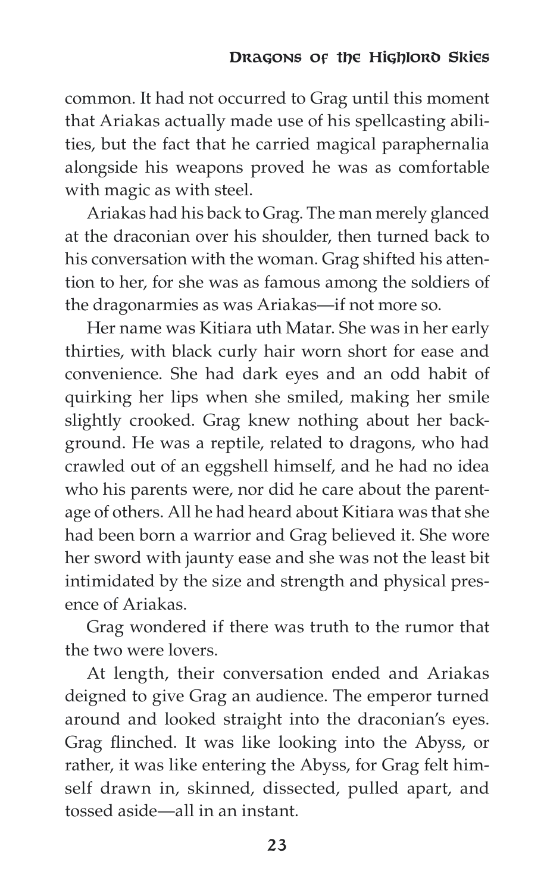common. It had not occurred to Grag until this moment that Ariakas actually made use of his spellcasting abilities, but the fact that he carried magical paraphernalia alongside his weapons proved he was as comfortable with magic as with steel.

Ariakas had his back to Grag. The man merely glanced at the draconian over his shoulder, then turned back to his conversation with the woman. Grag shifted his attention to her, for she was as famous among the soldiers of the dragonarmies as was Ariakas—if not more so.

Her name was Kitiara uth Matar. She was in her early thirties, with black curly hair worn short for ease and convenience. She had dark eyes and an odd habit of quirking her lips when she smiled, making her smile slightly crooked. Grag knew nothing about her background. He was a reptile, related to dragons, who had crawled out of an eggshell himself, and he had no idea who his parents were, nor did he care about the parentage of others. All he had heard about Kitiara was that she had been born a warrior and Grag believed it. She wore her sword with jaunty ease and she was not the least bit intimidated by the size and strength and physical presence of Ariakas.

Grag wondered if there was truth to the rumor that the two were lovers.

At length, their conversation ended and Ariakas deigned to give Grag an audience. The emperor turned around and looked straight into the draconian's eyes. Grag flinched. It was like looking into the Abyss, or rather, it was like entering the Abyss, for Grag felt himself drawn in, skinned, dissected, pulled apart, and tossed aside—all in an instant.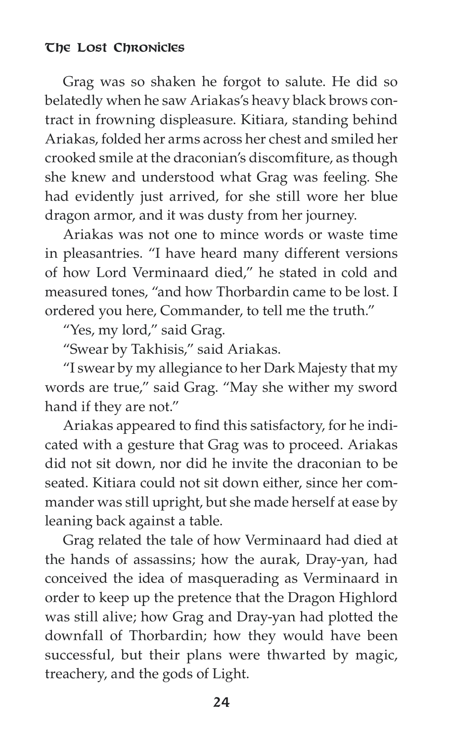Grag was so shaken he forgot to salute. He did so belatedly when he saw Ariakas's heavy black brows contract in frowning displeasure. Kitiara, standing behind Ariakas, folded her arms across her chest and smiled her crooked smile at the draconian's discomfiture, as though she knew and understood what Grag was feeling. She had evidently just arrived, for she still wore her blue dragon armor, and it was dusty from her journey.

Ariakas was not one to mince words or waste time in pleasantries. "I have heard many different versions of how Lord Verminaard died," he stated in cold and measured tones, "and how Thorbardin came to be lost. I ordered you here, Commander, to tell me the truth."

"Yes, my lord," said Grag.

"Swear by Takhisis," said Ariakas.

"I swear by my allegiance to her Dark Majesty that my words are true," said Grag. "May she wither my sword hand if they are not."

Ariakas appeared to find this satisfactory, for he indicated with a gesture that Grag was to proceed. Ariakas did not sit down, nor did he invite the draconian to be seated. Kitiara could not sit down either, since her commander was still upright, but she made herself at ease by leaning back against a table.

Grag related the tale of how Verminaard had died at the hands of assassins; how the aurak, Dray-yan, had conceived the idea of masquerading as Verminaard in order to keep up the pretence that the Dragon Highlord was still alive; how Grag and Dray-yan had plotted the downfall of Thorbardin; how they would have been successful, but their plans were thwarted by magic, treachery, and the gods of Light.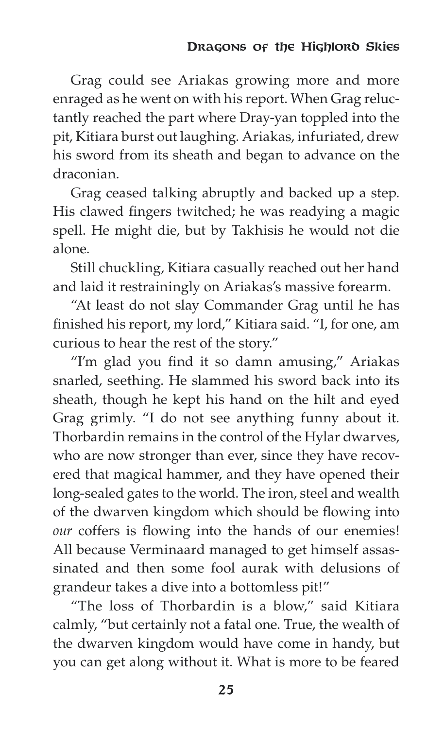Grag could see Ariakas growing more and more enraged as he went on with his report. When Grag reluctantly reached the part where Dray-yan toppled into the pit, Kitiara burst out laughing. Ariakas, infuriated, drew his sword from its sheath and began to advance on the draconian.

Grag ceased talking abruptly and backed up a step. His clawed fingers twitched; he was readying a magic spell. He might die, but by Takhisis he would not die alone.

Still chuckling, Kitiara casually reached out her hand and laid it restrainingly on Ariakas's massive forearm.

"At least do not slay Commander Grag until he has finished his report, my lord," Kitiara said. "I, for one, am curious to hear the rest of the story."

"I'm glad you find it so damn amusing," Ariakas snarled, seething. He slammed his sword back into its sheath, though he kept his hand on the hilt and eyed Grag grimly. "I do not see anything funny about it. Thorbardin remains in the control of the Hylar dwarves, who are now stronger than ever, since they have recovered that magical hammer, and they have opened their long-sealed gates to the world. The iron, steel and wealth of the dwarven kingdom which should be flowing into *our* coffers is flowing into the hands of our enemies! All because Verminaard managed to get himself assassinated and then some fool aurak with delusions of grandeur takes a dive into a bottomless pit!"

"The loss of Thorbardin is a blow," said Kitiara calmly, "but certainly not a fatal one. True, the wealth of the dwarven kingdom would have come in handy, but you can get along without it. What is more to be feared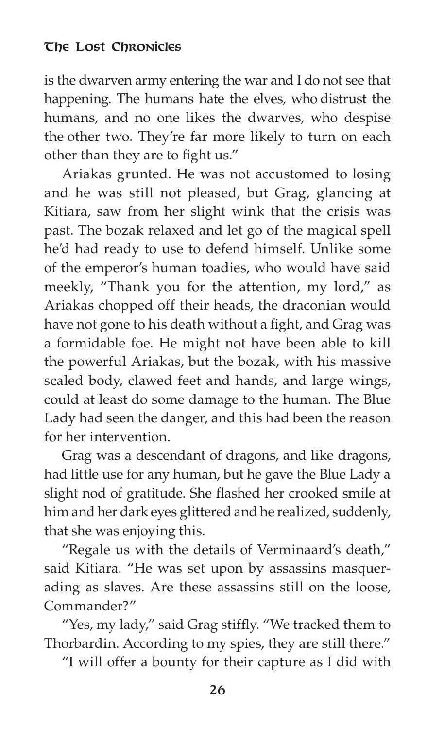is the dwarven army entering the war and I do not see that happening. The humans hate the elves, who distrust the humans, and no one likes the dwarves, who despise the other two. They're far more likely to turn on each other than they are to fight us."

Ariakas grunted. He was not accustomed to losing and he was still not pleased, but Grag, glancing at Kitiara, saw from her slight wink that the crisis was past. The bozak relaxed and let go of the magical spell he'd had ready to use to defend himself. Unlike some of the emperor's human toadies, who would have said meekly, "Thank you for the attention, my lord," as Ariakas chopped off their heads, the draconian would have not gone to his death without a fight, and Grag was a formidable foe. He might not have been able to kill the powerful Ariakas, but the bozak, with his massive scaled body, clawed feet and hands, and large wings, could at least do some damage to the human. The Blue Lady had seen the danger, and this had been the reason for her intervention.

Grag was a descendant of dragons, and like dragons, had little use for any human, but he gave the Blue Lady a slight nod of gratitude. She flashed her crooked smile at him and her dark eyes glittered and he realized, suddenly, that she was enjoying this.

"Regale us with the details of Verminaard's death," said Kitiara. "He was set upon by assassins masquerading as slaves. Are these assassins still on the loose, Commander?"

"Yes, my lady," said Grag stiffly. "We tracked them to Thorbardin. According to my spies, they are still there."

"I will offer a bounty for their capture as I did with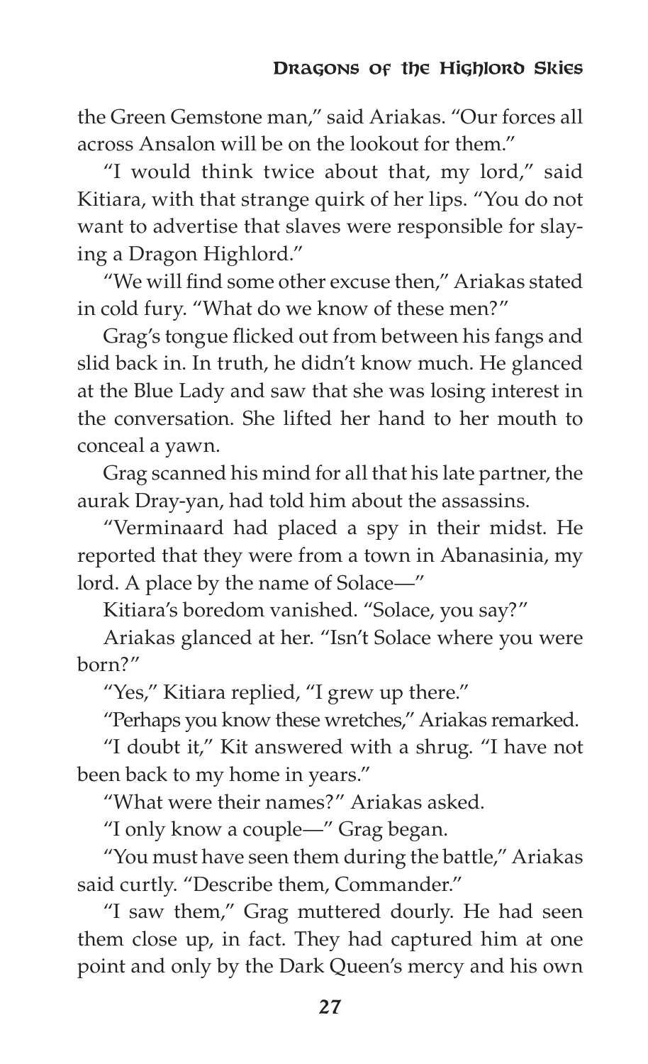the Green Gemstone man," said Ariakas. "Our forces all across Ansalon will be on the lookout for them."

"I would think twice about that, my lord," said Kitiara, with that strange quirk of her lips. "You do not want to advertise that slaves were responsible for slaying a Dragon Highlord."

"We will find some other excuse then," Ariakas stated in cold fury. "What do we know of these men?"

Grag's tongue flicked out from between his fangs and slid back in. In truth, he didn't know much. He glanced at the Blue Lady and saw that she was losing interest in the conversation. She lifted her hand to her mouth to conceal a yawn.

Grag scanned his mind for all that his late partner, the aurak Dray-yan, had told him about the assassins.

"Verminaard had placed a spy in their midst. He reported that they were from a town in Abanasinia, my lord. A place by the name of Solace—"

Kitiara's boredom vanished. "Solace, you say?"

Ariakas glanced at her. "Isn't Solace where you were born?"

"Yes," Kitiara replied, "I grew up there."

"Perhaps you know these wretches," Ariakas remarked.

"I doubt it," Kit answered with a shrug. "I have not been back to my home in years."

"What were their names?" Ariakas asked.

"I only know a couple—" Grag began.

"You must have seen them during the battle," Ariakas said curtly. "Describe them, Commander."

"I saw them," Grag muttered dourly. He had seen them close up, in fact. They had captured him at one point and only by the Dark Queen's mercy and his own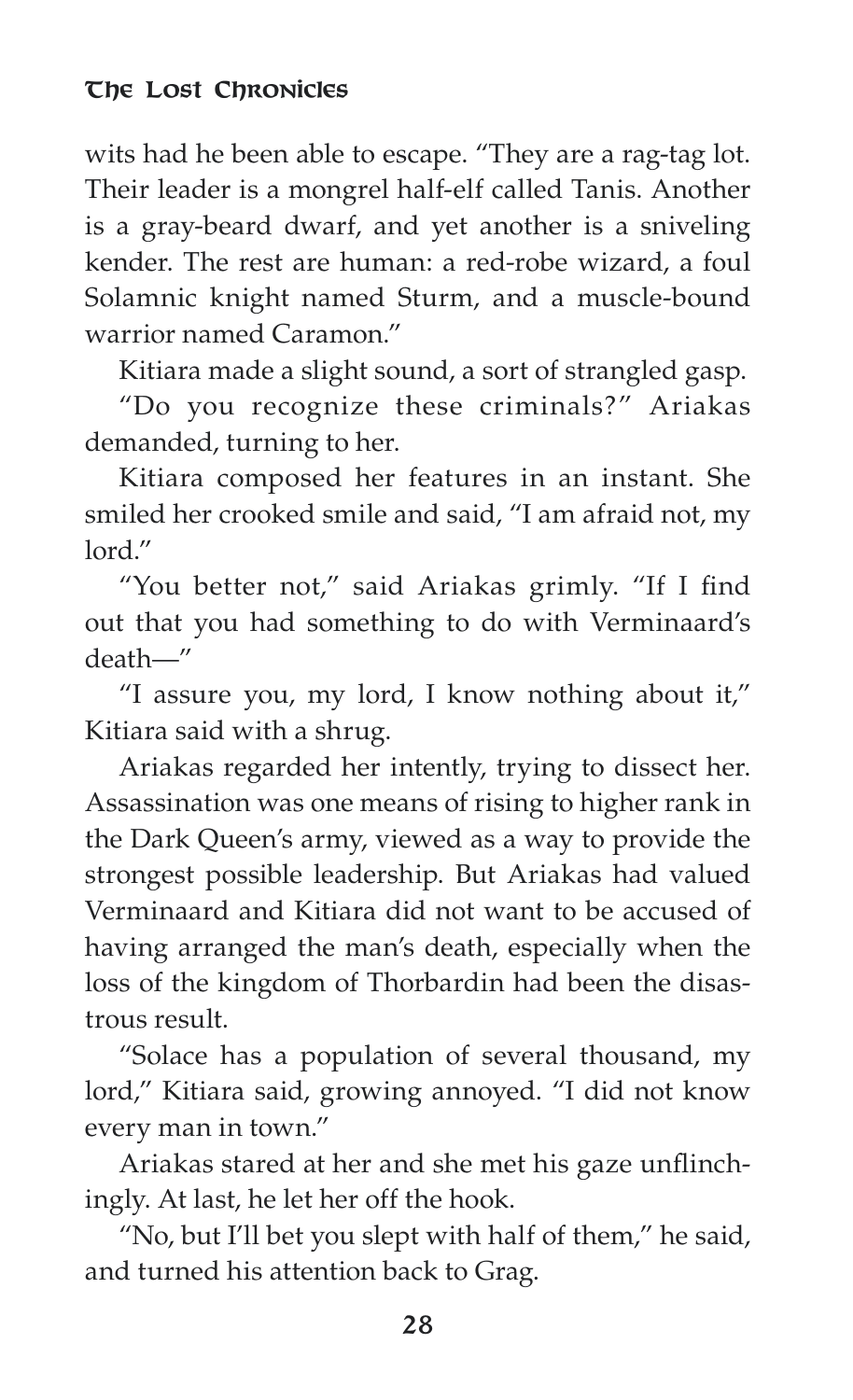wits had he been able to escape. "They are a rag-tag lot. Their leader is a mongrel half-elf called Tanis. Another is a gray-beard dwarf, and yet another is a sniveling kender. The rest are human: a red-robe wizard, a foul Solamnic knight named Sturm, and a muscle-bound warrior named Caramon."

Kitiara made a slight sound, a sort of strangled gasp.

"Do you recognize these criminals?" Ariakas demanded, turning to her.

Kitiara composed her features in an instant. She smiled her crooked smile and said, "I am afraid not, my lord."

"You better not," said Ariakas grimly. "If I find out that you had something to do with Verminaard's death—"

"I assure you, my lord, I know nothing about it," Kitiara said with a shrug.

Ariakas regarded her intently, trying to dissect her. Assassination was one means of rising to higher rank in the Dark Queen's army, viewed as a way to provide the strongest possible leadership. But Ariakas had valued Verminaard and Kitiara did not want to be accused of having arranged the man's death, especially when the loss of the kingdom of Thorbardin had been the disastrous result.

"Solace has a population of several thousand, my lord," Kitiara said, growing annoyed. "I did not know every man in town."

Ariakas stared at her and she met his gaze unflinchingly. At last, he let her off the hook.

"No, but I'll bet you slept with half of them," he said, and turned his attention back to Grag.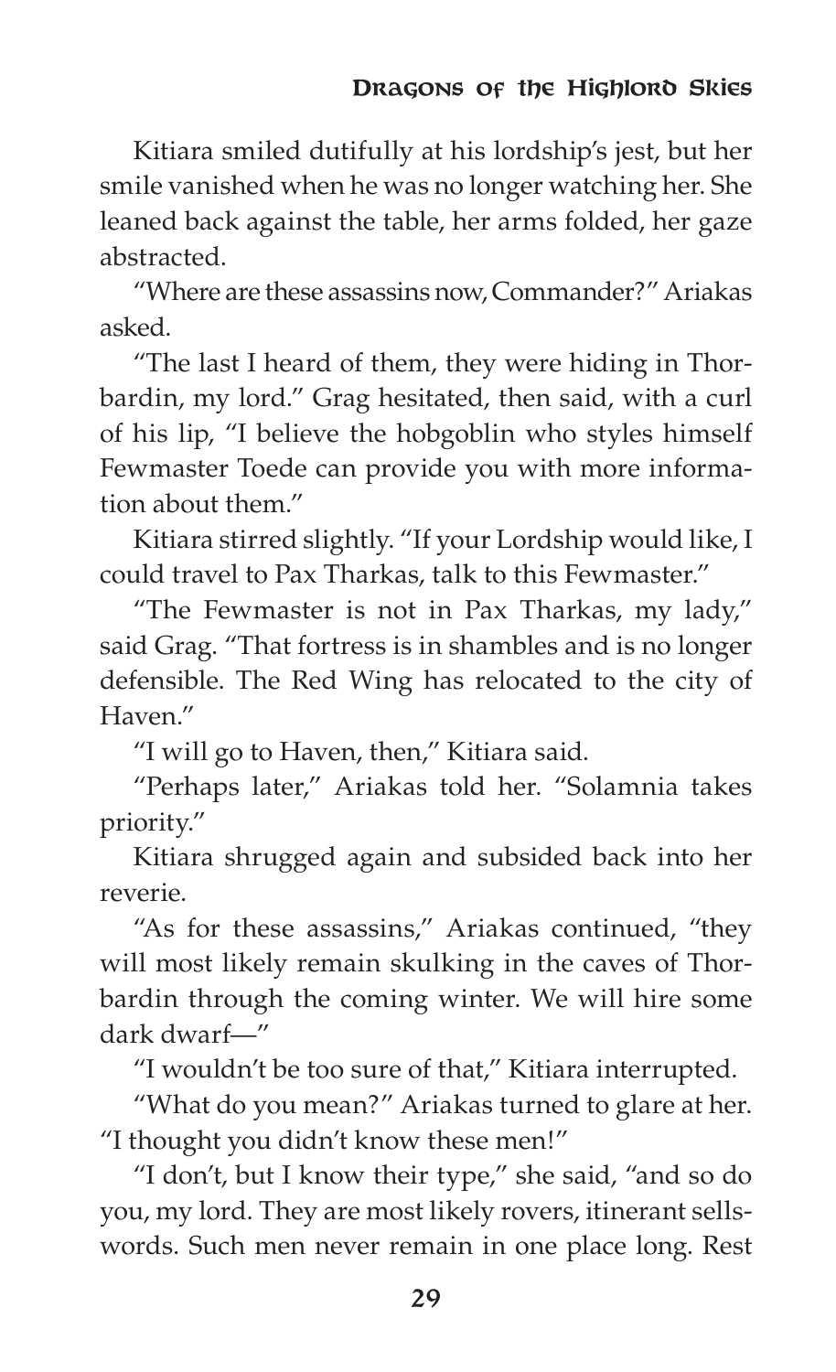Kitiara smiled dutifully at his lordship's jest, but her smile vanished when he was no longer watching her. She leaned back against the table, her arms folded, her gaze abstracted.

"Where are these assassins now, Commander?" Ariakas asked.

"The last I heard of them, they were hiding in Thorbardin, my lord." Grag hesitated, then said, with a curl of his lip, "I believe the hobgoblin who styles himself Fewmaster Toede can provide you with more information about them."

Kitiara stirred slightly. "If your Lordship would like, I could travel to Pax Tharkas, talk to this Fewmaster."

"The Fewmaster is not in Pax Tharkas, my lady," said Grag. "That fortress is in shambles and is no longer defensible. The Red Wing has relocated to the city of Haven."

"I will go to Haven, then," Kitiara said.

"Perhaps later," Ariakas told her. "Solamnia takes priority."

Kitiara shrugged again and subsided back into her reverie.

"As for these assassins," Ariakas continued, "they will most likely remain skulking in the caves of Thorbardin through the coming winter. We will hire some dark dwarf—"

"I wouldn't be too sure of that," Kitiara interrupted.

"What do you mean?" Ariakas turned to glare at her. "I thought you didn't know these men!"

"I don't, but I know their type," she said, "and so do you, my lord. They are most likely rovers, itinerant sellswords. Such men never remain in one place long. Rest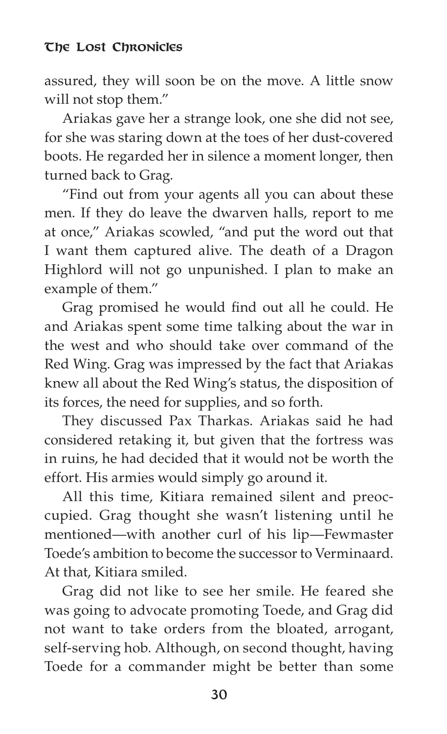assured, they will soon be on the move. A little snow will not stop them."

Ariakas gave her a strange look, one she did not see, for she was staring down at the toes of her dust-covered boots. He regarded her in silence a moment longer, then turned back to Grag.

"Find out from your agents all you can about these men. If they do leave the dwarven halls, report to me at once," Ariakas scowled, "and put the word out that I want them captured alive. The death of a Dragon Highlord will not go unpunished. I plan to make an example of them."

Grag promised he would find out all he could. He and Ariakas spent some time talking about the war in the west and who should take over command of the Red Wing. Grag was impressed by the fact that Ariakas knew all about the Red Wing's status, the disposition of its forces, the need for supplies, and so forth.

They discussed Pax Tharkas. Ariakas said he had considered retaking it, but given that the fortress was in ruins, he had decided that it would not be worth the effort. His armies would simply go around it.

All this time, Kitiara remained silent and preoccupied. Grag thought she wasn't listening until he mentioned—with another curl of his lip—Fewmaster Toede's ambition to become the successor to Verminaard. At that, Kitiara smiled.

Grag did not like to see her smile. He feared she was going to advocate promoting Toede, and Grag did not want to take orders from the bloated, arrogant, self-serving hob. Although, on second thought, having Toede for a commander might be better than some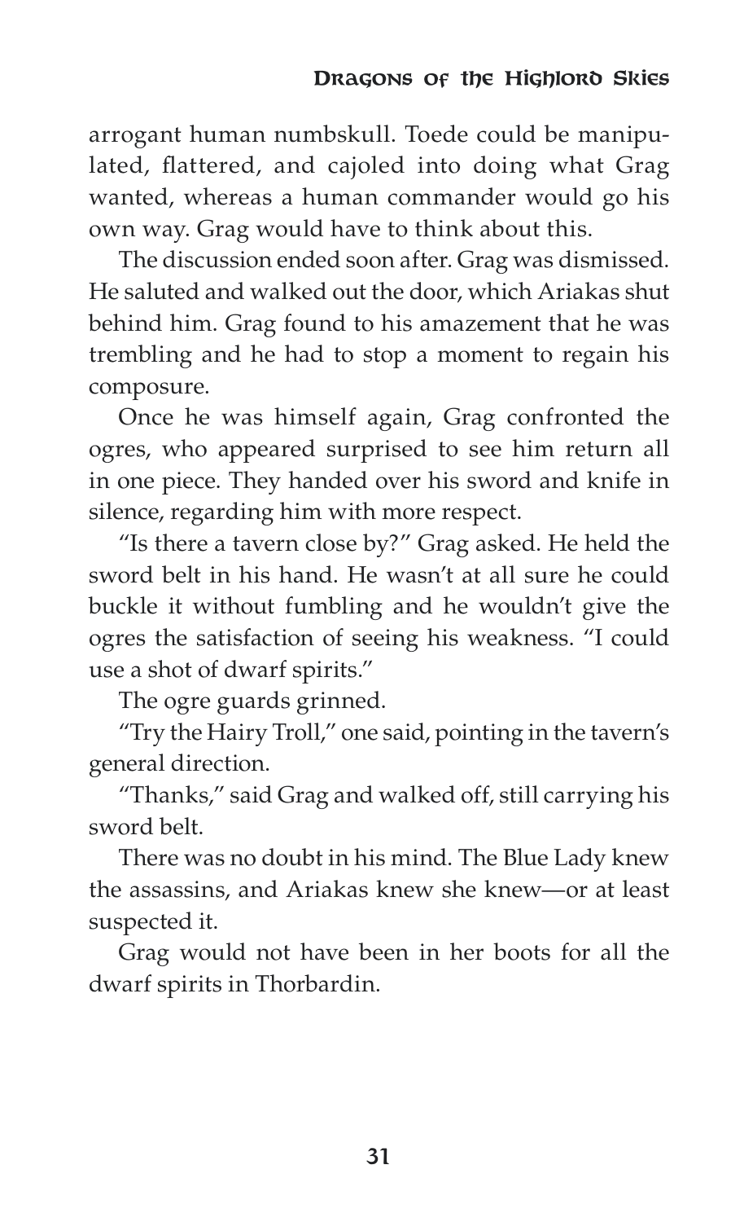arrogant human numbskull. Toede could be manipulated, flattered, and cajoled into doing what Grag wanted, whereas a human commander would go his own way. Grag would have to think about this.

The discussion ended soon after. Grag was dismissed. He saluted and walked out the door, which Ariakas shut behind him. Grag found to his amazement that he was trembling and he had to stop a moment to regain his composure.

Once he was himself again, Grag confronted the ogres, who appeared surprised to see him return all in one piece. They handed over his sword and knife in silence, regarding him with more respect.

"Is there a tavern close by?" Grag asked. He held the sword belt in his hand. He wasn't at all sure he could buckle it without fumbling and he wouldn't give the ogres the satisfaction of seeing his weakness. "I could use a shot of dwarf spirits."

The ogre guards grinned.

"Try the Hairy Troll," one said, pointing in the tavern's general direction.

"Thanks," said Grag and walked off, still carrying his sword belt.

There was no doubt in his mind. The Blue Lady knew the assassins, and Ariakas knew she knew—or at least suspected it.

Grag would not have been in her boots for all the dwarf spirits in Thorbardin.